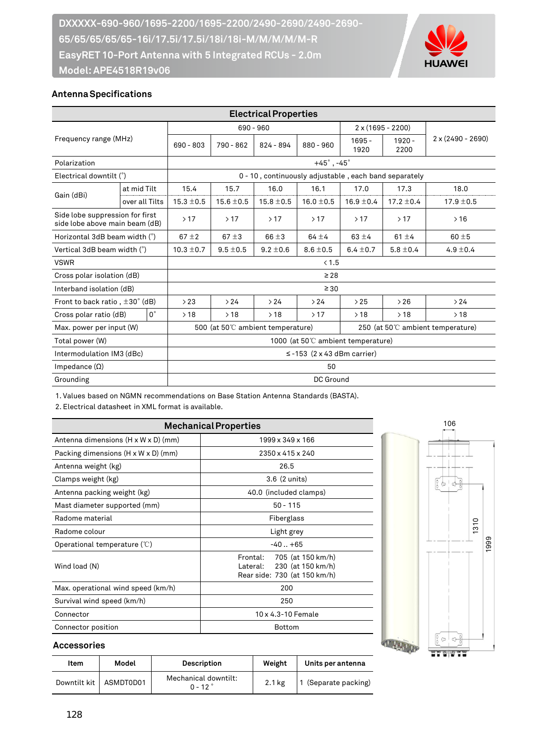# DXXXXX-690-960/1695-2200/1695-2200/2490-2690/2490-2690-65/65/65/65/65-16i/17.5i/17.5i/18i/18i-M/M/M/M/M-R
# EasyRET 10-Port Antenna with 5 Integrated RCUs - 2.0m
# Model: APE4518R19v06

HUAWEI

## Antenna Specifications

| Electrical Properties | | | | | | | | |
|---|---|---|---|---|---|---|---|---|
| Frequency range (MHz) | | 690 - 960 | | | | 2 x (1695 - 2200) | | 2 x (2490 - 2690) |
| | | 690 - 803 | 790 - 862 | 824 - 894 | 880 - 960 | 1695 - 1920 | 1920 - 2200 | |
| Polarization | | +45°, -45° | | | | | | |
| Electrical downtilt (°) | | 0 - 10, continuously adjustable, each band separately | | | | | | |
| Gain (dBi) | at mid Tilt | 15.4 | 15.7 | 16.0 | 16.1 | 17.0 | 17.3 | 18.0 |
| | over all Tilts | 15.3 ±0.5 | 15.6 ±0.5 | 15.8 ±0.5 | 16.0 ±0.5 | 16.9 ±0.4 | 17.2 ±0.4 | 17.9 ±0.5 |
| Side lobe suppression for first side lobe above main beam (dB) | | > 17 | > 17 | > 17 | > 17 | > 17 | > 17 | > 16 |
| Horizontal 3dB beam width (°) | | 67 ±2 | 67 ±3 | 66 ±3 | 64 ±4 | 63 ±4 | 61 ±4 | 60 ±5 |
| Vertical 3dB beam width (°) | | 10.3 ±0.7 | 9.5 ±0.5 | 9.2 ±0.6 | 8.6 ±0.5 | 6.4 ±0.7 | 5.8 ±0.4 | 4.9 ±0.4 |
| VSWR | | < 1.5 | | | | | | |
| Cross polar isolation (dB) | | ≥ 28 | | | | | | |
| Interband isolation (dB) | | ≥ 30 | | | | | | |
| Front to back ratio, ±30° (dB) | | > 23 | > 24 | > 24 | > 24 | > 25 | > 26 | > 24 |
| Cross polar ratio (dB) | 0° | > 18 | > 18 | > 18 | > 17 | > 18 | > 18 | > 18 |
| Max. power per input (W) | | 500 (at 50℃ ambient temperature) | | | | 250 (at 50℃ ambient temperature) | | |
| Total power (W) | | 1000 (at 50℃ ambient temperature) | | | | | | |
| Intermodulation IM3 (dBc) | | ≤ -153 (2 x 43 dBm carrier) | | | | | | |
| Impedance (Ω) | | 50 | | | | | | |
| Grounding | | DC Ground | | | | | | |

1. Values based on NGMN recommendations on Base Station Antenna Standards (BASTA).
2. Electrical datasheet in XML format is available.

| Mechanical Properties | |
|---|---|
| Antenna dimensions (H x W x D) (mm) | 1999 x 349 x 166 |
| Packing dimensions (H x W x D) (mm) | 2350 x 415 x 240 |
| Antenna weight (kg) | 26.5 |
| Clamps weight (kg) | 3.6 (2 units) |
| Antenna packing weight (kg) | 40.0 (included clamps) |
| Mast diameter supported (mm) | 50 - 115 |
| Radome material | Fiberglass |
| Radome colour | Light grey |
| Operational temperature (℃) | -40 .. +65 |
| Wind load (N) | Frontal: 705 (at 150 km/h)<br>Lateral: 230 (at 150 km/h)<br>Rear side: 730 (at 150 km/h) |
| Max. operational wind speed (km/h) | 200 |
| Survival wind speed (km/h) | 250 |
| Connector | 10 x 4.3-10 Female |
| Connector position | Bottom |

106

1310

1999

## Accessories

| Item | Model | Description | Weight | Units per antenna |
|---|---|---|---|---|
| Downtilt kit | ASMDT0D01 | Mechanical downtilt: 0 - 12° | 2.1 kg | 1 (Separate packing) |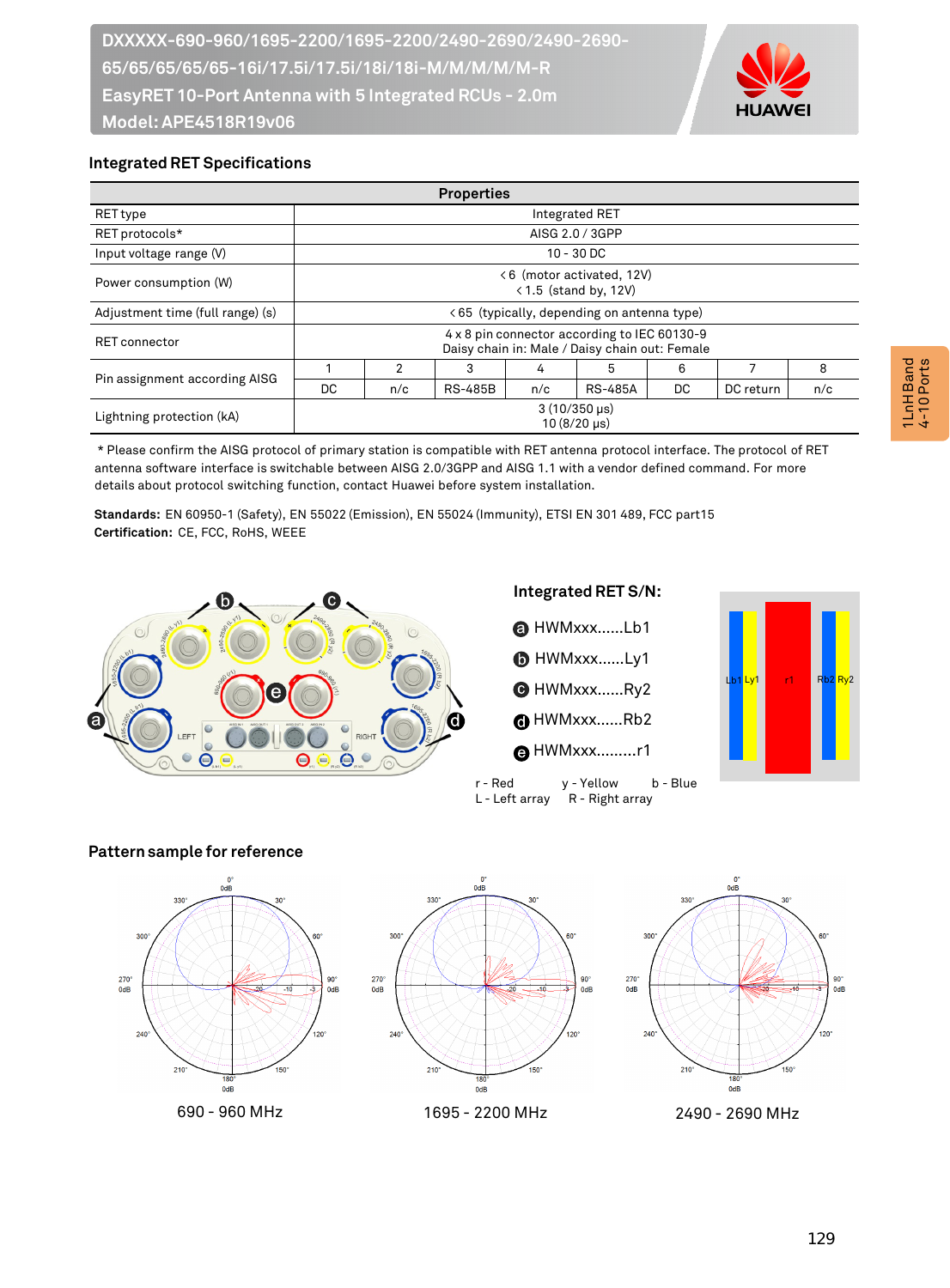# DXXXXX-690-960/1695-2200/1695-2200/2490-2690/2490-2690-65/65/65/65/65-16i/17.5i/17.5i/18i/18i-M/M/M/M/M-R

## EasyRET 10-Port Antenna with 5 Integrated RCUs - 2.0m

## Model: APE4518R19v06

### Integrated RET Specifications

| Properties | | | | | | | | |
|---|---|---|---|---|---|---|---|---|
| RET type | Integrated RET | | | | | | | |
| RET protocols* | AISG 2.0 / 3GPP | | | | | | | |
| Input voltage range (V) | 10 - 30 DC | | | | | | | |
| Power consumption (W) | < 6 (motor activated, 12V)<br>< 1.5 (stand by, 12V) | | | | | | | |
| Adjustment time (full range) (s) | < 65 (typically, depending on antenna type) | | | | | | | |
| RET connector | 4 x 8 pin connector according to IEC 60130-9<br>Daisy chain in: Male / Daisy chain out: Female | | | | | | | |
| Pin assignment according AISG | 1 | 2 | 3 | 4 | 5 | 6 | 7 | 8 |
| | DC | n/c | RS-485B | n/c | RS-485A | DC | DC return | n/c |
| Lightning protection (kA) | 3 (10/350 μs)<br>10 (8/20 μs) | | | | | | | |

* Please confirm the AISG protocol of primary station is compatible with RET antenna protocol interface. The protocol of RET antenna software interface is switchable between AISG 2.0/3GPP and AISG 1.1 with a vendor defined command. For more details about protocol switching function, contact Huawei before system installation.

**Standards:** EN 60950-1 (Safety), EN 55022 (Emission), EN 55024 (Immunity), ETSI EN 301 489, FCC part15
**Certification:** CE, FCC, RoHS, WEEE

### Integrated RET S/N:

a HWMxxx......Lb1
b HWMxxx......Ly1
c HWMxxx......Ry2
d HWMxxx......Rb2
e HWMxxx.........r1

Lb1 Ly1 r1 Rb2 Ry2

r - Red y - Yellow b - Blue
L - Left array R - Right array

### Pattern sample for reference

690 - 960 MHz

1695 - 2200 MHz

2490 - 2690 MHz